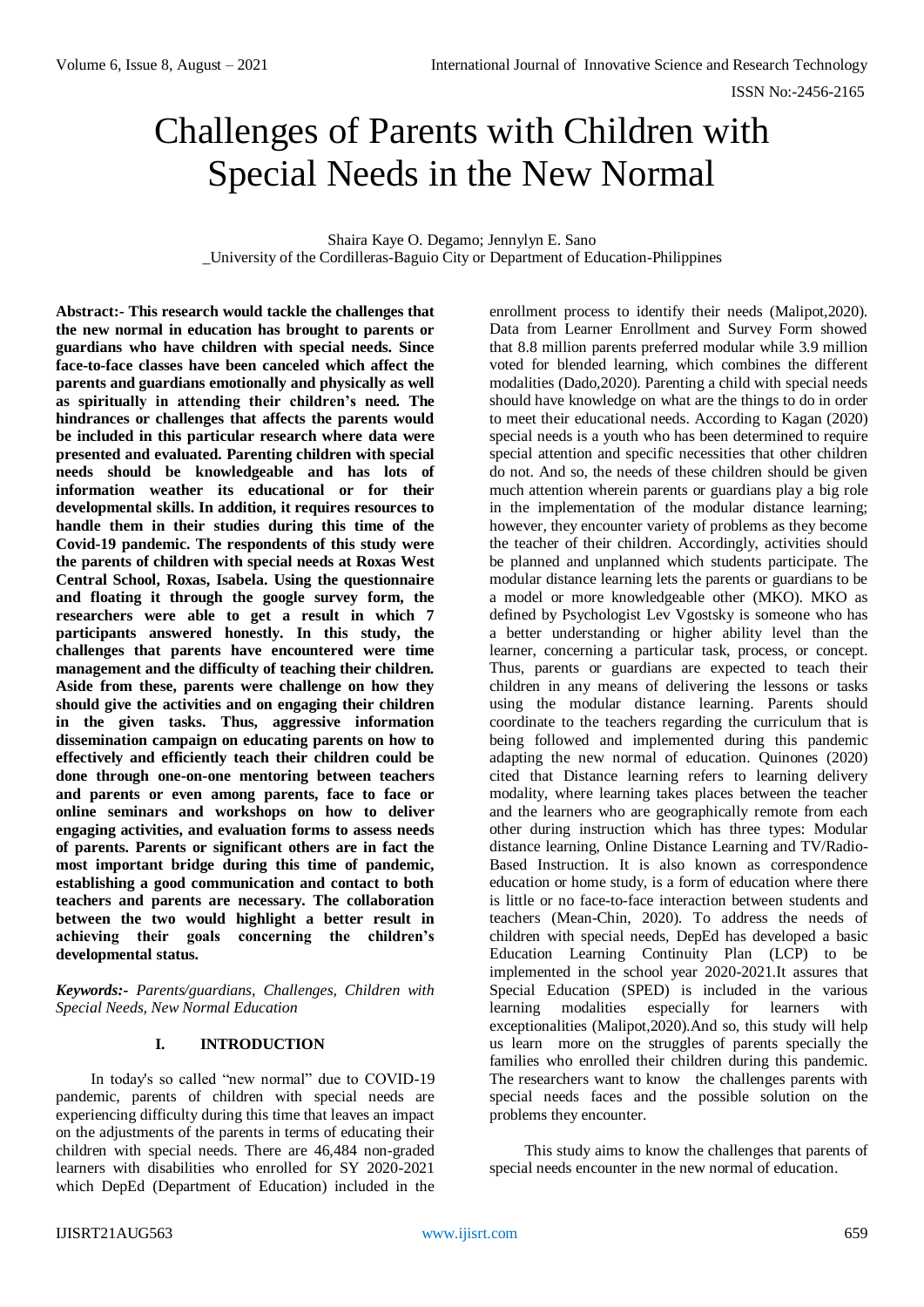# Challenges of Parents with Children with Special Needs in the New Normal

Shaira Kaye O. Degamo; Jennylyn E. Sano
_University of the Cordilleras-Baguio City or Department of Education-Philippines

**Abstract:- This research would tackle the challenges that the new normal in education has brought to parents or guardians who have children with special needs. Since face-to-face classes have been canceled which affect the parents and guardians emotionally and physically as well as spiritually in attending their children's need. The hindrances or challenges that affects the parents would be included in this particular research where data were presented and evaluated. Parenting children with special needs should be knowledgeable and has lots of information weather its educational or for their developmental skills. In addition, it requires resources to handle them in their studies during this time of the Covid-19 pandemic. The respondents of this study were the parents of children with special needs at Roxas West Central School, Roxas, Isabela. Using the questionnaire and floating it through the google survey form, the researchers were able to get a result in which 7 participants answered honestly. In this study, the challenges that parents have encountered were time management and the difficulty of teaching their children. Aside from these, parents were challenge on how they should give the activities and on engaging their children in the given tasks. Thus, aggressive information dissemination campaign on educating parents on how to effectively and efficiently teach their children could be done through one-on-one mentoring between teachers and parents or even among parents, face to face or online seminars and workshops on how to deliver engaging activities, and evaluation forms to assess needs of parents. Parents or significant others are in fact the most important bridge during this time of pandemic, establishing a good communication and contact to both teachers and parents are necessary. The collaboration between the two would highlight a better result in achieving their goals concerning the children's developmental status.**

***Keywords:-*** *Parents/guardians, Challenges, Children with Special Needs, New Normal Education*

## I. INTRODUCTION

In today's so called "new normal" due to COVID-19 pandemic, parents of children with special needs are experiencing difficulty during this time that leaves an impact on the adjustments of the parents in terms of educating their children with special needs. There are 46,484 non-graded learners with disabilities who enrolled for SY 2020-2021 which DepEd (Department of Education) included in the enrollment process to identify their needs (Malipot,2020). Data from Learner Enrollment and Survey Form showed that 8.8 million parents preferred modular while 3.9 million voted for blended learning, which combines the different modalities (Dado,2020). Parenting a child with special needs should have knowledge on what are the things to do in order to meet their educational needs. According to Kagan (2020) special needs is a youth who has been determined to require special attention and specific necessities that other children do not. And so, the needs of these children should be given much attention wherein parents or guardians play a big role in the implementation of the modular distance learning; however, they encounter variety of problems as they become the teacher of their children. Accordingly, activities should be planned and unplanned which students participate. The modular distance learning lets the parents or guardians to be a model or more knowledgeable other (MKO). MKO as defined by Psychologist Lev Vgostsky is someone who has a better understanding or higher ability level than the learner, concerning a particular task, process, or concept. Thus, parents or guardians are expected to teach their children in any means of delivering the lessons or tasks using the modular distance learning. Parents should coordinate to the teachers regarding the curriculum that is being followed and implemented during this pandemic adapting the new normal of education. Quinones (2020) cited that Distance learning refers to learning delivery modality, where learning takes places between the teacher and the learners who are geographically remote from each other during instruction which has three types: Modular distance learning, Online Distance Learning and TV/Radio-Based Instruction. It is also known as correspondence education or home study, is a form of education where there is little or no face-to-face interaction between students and teachers (Mean-Chin, 2020). To address the needs of children with special needs, DepEd has developed a basic Education Learning Continuity Plan (LCP) to be implemented in the school year 2020-2021.It assures that Special Education (SPED) is included in the various learning modalities especially for learners with exceptionalities (Malipot,2020).And so, this study will help us learn more on the struggles of parents specially the families who enrolled their children during this pandemic. The researchers want to know the challenges parents with special needs faces and the possible solution on the problems they encounter.

This study aims to know the challenges that parents of special needs encounter in the new normal of education.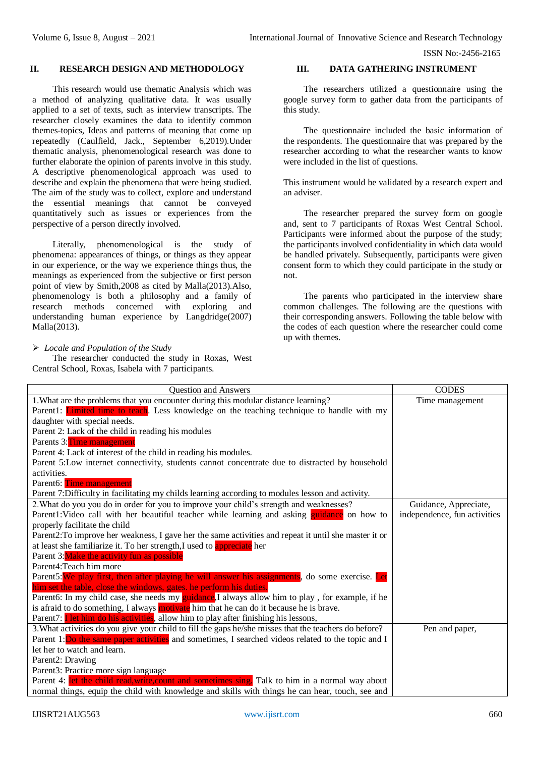## II. RESEARCH DESIGN AND METHODOLOGY

This research would use thematic Analysis which was a method of analyzing qualitative data. It was usually applied to a set of texts, such as interview transcripts. The researcher closely examines the data to identify common themes-topics, Ideas and patterns of meaning that come up repeatedly (Caulfield, Jack., September 6,2019).Under thematic analysis, phenomenological research was done to further elaborate the opinion of parents involve in this study. A descriptive phenomenological approach was used to describe and explain the phenomena that were being studied. The aim of the study was to collect, explore and understand the essential meanings that cannot be conveyed quantitatively such as issues or experiences from the perspective of a person directly involved.

Literally, phenomenological is the study of phenomena: appearances of things, or things as they appear in our experience, or the way we experience things thus, the meanings as experienced from the subjective or first person point of view by Smith,2008 as cited by Malla(2013).Also, phenomenology is both a philosophy and a family of research methods concerned with exploring and understanding human experience by Langdridge(2007) Malla(2013).

- *Locale and Population of the Study*

The researcher conducted the study in Roxas, West Central School, Roxas, Isabela with 7 participants.

## III. DATA GATHERING INSTRUMENT

The researchers utilized a questionnaire using the google survey form to gather data from the participants of this study.

The questionnaire included the basic information of the respondents. The questionnaire that was prepared by the researcher according to what the researcher wants to know were included in the list of questions.

This instrument would be validated by a research expert and an adviser.

The researcher prepared the survey form on google and, sent to 7 participants of Roxas West Central School. Participants were informed about the purpose of the study; the participants involved confidentiality in which data would be handled privately. Subsequently, participants were given consent form to which they could participate in the study or not.

The parents who participated in the interview share common challenges. The following are the questions with their corresponding answers. Following the table below with the codes of each question where the researcher could come up with themes.

| Question and Answers | CODES |
|---|---|
| 1.What are the problems that you encounter during this modular distance learning?<br>Parent1: Limited time to teach. Less knowledge on the teaching technique to handle with my daughter with special needs.<br>Parent 2: Lack of the child in reading his modules<br>Parents 3:Time management<br>Parent 4: Lack of interest of the child in reading his modules.<br>Parent 5:Low internet connectivity, students cannot concentrate due to distracted by household activities.<br>Parent6: Time management<br>Parent 7:Difficulty in facilitating my childs learning according to modules lesson and activity. | Time management |
| 2.What do you you do in order for you to improve your child's strength and weaknesses?<br>Parent1:Video call with her beautiful teacher while learning and asking guidance on how to properly facilitate the child<br>Parent2:To improve her weakness, I gave her the same activities and repeat it until she master it or at least she familiarize it. To her strength,I used to appreciate her<br>Parent 3:Make the activity fun as possible<br>Parent4:Teach him more<br>Parent5:We play first, then after playing he will answer his assignments, do some exercise. Let him set the table, close the windows, gates. he perform his duties.<br>Parent6: In my child case, she needs my guidance,I always allow him to play , for example, if he is afraid to do something, I always motivate him that he can do it because he is brave.<br>Parent7: I let him do his activities, allow him to play after finishing his lessons, | Guidance, Appreciate, independence, fun activities |
| 3.What activities do you give your child to fill the gaps he/she misses that the teachers do before?<br>Parent 1:Do the same paper activities and sometimes, I searched videos related to the topic and I let her to watch and learn.<br>Parent2: Drawing<br>Parent3: Practice more sign language<br>Parent 4: let the child read,write,count and sometimes sing. Talk to him in a normal way about normal things, equip the child with knowledge and skills with things he can hear, touch, see and | Pen and paper, |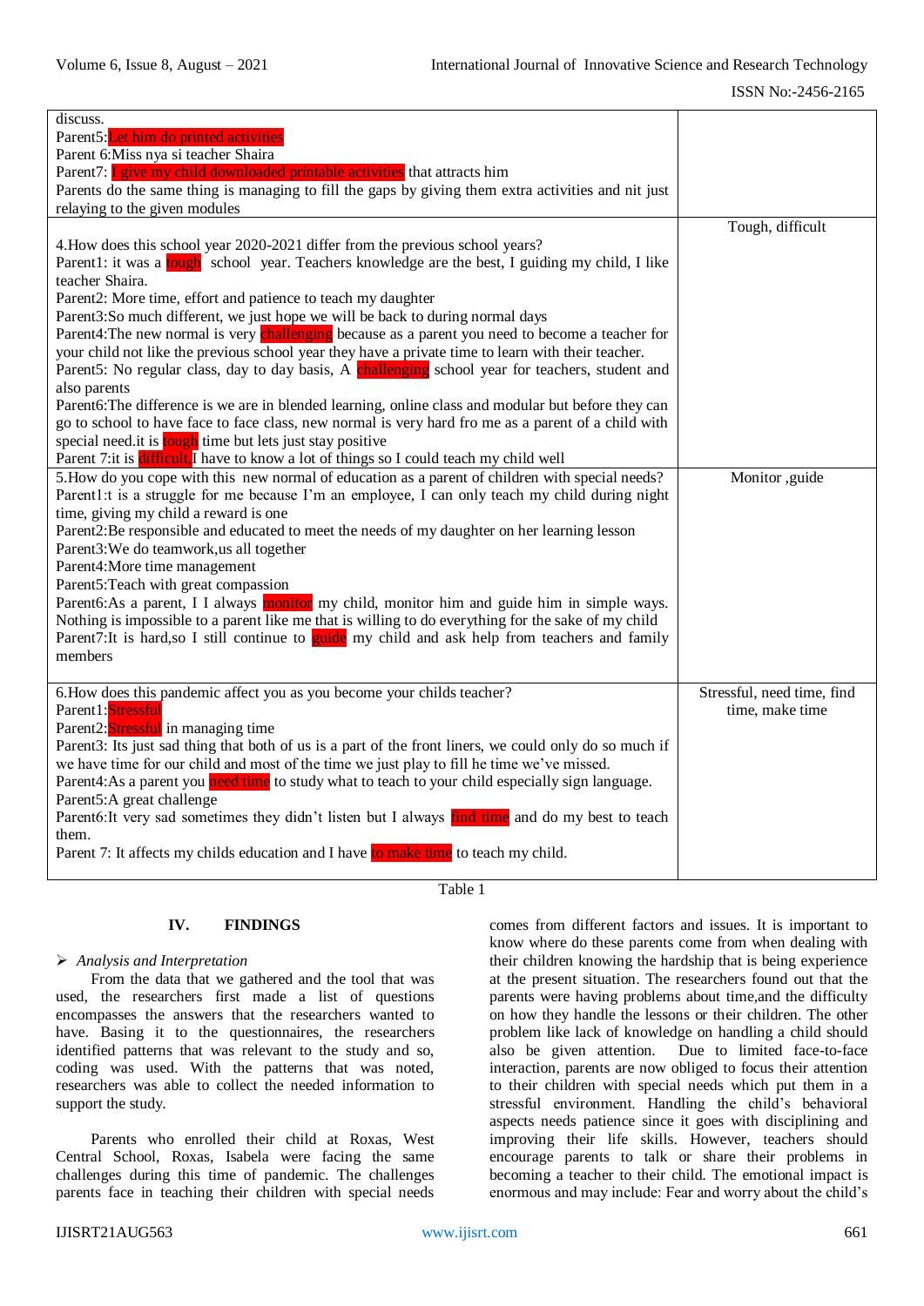| | |
|---|---|
| discuss.<br>Parent5:Let him do printed activities<br>Parent 6:Miss nya si teacher Shaira<br>Parent7: I give my child downloaded printable activities that attracts him<br>Parents do the same thing is managing to fill the gaps by giving them extra activities and nit just relaying to the given modules | |
| 4.How does this school year 2020-2021 differ from the previous school years?<br>Parent1: it was a tough school year. Teachers knowledge are the best, I guiding my child, I like teacher Shaira.<br>Parent2: More time, effort and patience to teach my daughter<br>Parent3:So much different, we just hope we will be back to during normal days<br>Parent4:The new normal is very challenging because as a parent you need to become a teacher for your child not like the previous school year they have a private time to learn with their teacher.<br>Parent5: No regular class, day to day basis, A challenging school year for teachers, student and also parents<br>Parent6:The difference is we are in blended learning, online class and modular but before they can go to school to have face to face class, new normal is very hard fro me as a parent of a child with special need.it is tough time but lets just stay positive<br>Parent 7:it is difficult,I have to know a lot of things so I could teach my child well | Tough, difficult |
| 5.How do you cope with this new normal of education as a parent of children with special needs?<br>Parent1:t is a struggle for me because I'm an employee, I can only teach my child during night time, giving my child a reward is one<br>Parent2:Be responsible and educated to meet the needs of my daughter on her learning lesson<br>Parent3:We do teamwork,us all together<br>Parent4:More time management<br>Parent5:Teach with great compassion<br>Parent6:As a parent, I I always monitor my child, monitor him and guide him in simple ways. Nothing is impossible to a parent like me that is willing to do everything for the sake of my child<br>Parent7:It is hard,so I still continue to guide my child and ask help from teachers and family members | Monitor ,guide |
| 6.How does this pandemic affect you as you become your childs teacher?<br>Parent1:Stressful<br>Parent2:Stressful in managing time<br>Parent3: Its just sad thing that both of us is a part of the front liners, we could only do so much if we have time for our child and most of the time we just play to fill he time we've missed.<br>Parent4:As a parent you need time to study what to teach to your child especially sign language.<br>Parent5:A great challenge<br>Parent6:It very sad sometimes they didn't listen but I always find time and do my best to teach them.<br>Parent 7: It affects my childs education and I have to make time to teach my child. | Stressful, need time, find time, make time |

Table 1

## IV. FINDINGS

➢ *Analysis and Interpretation*

From the data that we gathered and the tool that was used, the researchers first made a list of questions encompasses the answers that the researchers wanted to have. Basing it to the questionnaires, the researchers identified patterns that was relevant to the study and so, coding was used. With the patterns that was noted, researchers was able to collect the needed information to support the study.

Parents who enrolled their child at Roxas, West Central School, Roxas, Isabela were facing the same challenges during this time of pandemic. The challenges parents face in teaching their children with special needs comes from different factors and issues. It is important to know where do these parents come from when dealing with their children knowing the hardship that is being experience at the present situation. The researchers found out that the parents were having problems about time,and the difficulty on how they handle the lessons or their children. The other problem like lack of knowledge on handling a child should also be given attention. Due to limited face-to-face interaction, parents are now obliged to focus their attention to their children with special needs which put them in a stressful environment. Handling the child's behavioral aspects needs patience since it goes with disciplining and improving their life skills. However, teachers should encourage parents to talk or share their problems in becoming a teacher to their child. The emotional impact is enormous and may include: Fear and worry about the child's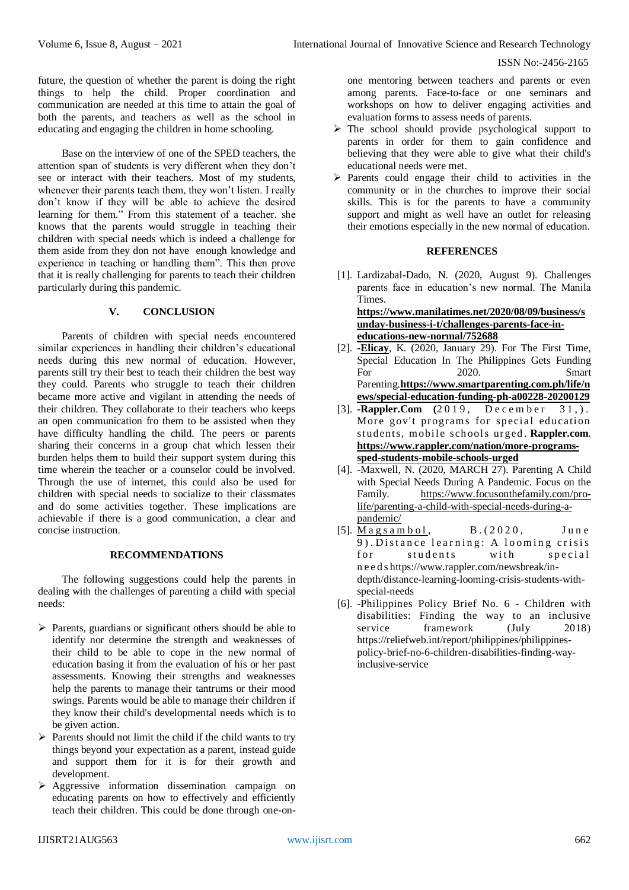future, the question of whether the parent is doing the right things to help the child. Proper coordination and communication are needed at this time to attain the goal of both the parents, and teachers as well as the school in educating and engaging the children in home schooling.

Base on the interview of one of the SPED teachers, the attention span of students is very different when they don't see or interact with their teachers. Most of my students, whenever their parents teach them, they won't listen. I really don't know if they will be able to achieve the desired learning for them." From this statement of a teacher. she knows that the parents would struggle in teaching their children with special needs which is indeed a challenge for them aside from they don not have enough knowledge and experience in teaching or handling them". This then prove that it is really challenging for parents to teach their children particularly during this pandemic.

## V. CONCLUSION

Parents of children with special needs encountered similar experiences in handling their children's educational needs during this new normal of education. However, parents still try their best to teach their children the best way they could. Parents who struggle to teach their children became more active and vigilant in attending the needs of their children. They collaborate to their teachers who keeps an open communication fro them to be assisted when they have difficulty handling the child. The peers or parents sharing their concerns in a group chat which lessen their burden helps them to build their support system during this time wherein the teacher or a counselor could be involved. Through the use of internet, this could also be used for children with special needs to socialize to their classmates and do some activities together. These implications are achievable if there is a good communication, a clear and concise instruction.

## RECOMMENDATIONS

The following suggestions could help the parents in dealing with the challenges of parenting a child with special needs:

- Parents, guardians or significant others should be able to identify nor determine the strength and weaknesses of their child to be able to cope in the new normal of education basing it from the evaluation of his or her past assessments. Knowing their strengths and weaknesses help the parents to manage their tantrums or their mood swings. Parents would be able to manage their children if they know their child's developmental needs which is to be given action.
- Parents should not limit the child if the child wants to try things beyond your expectation as a parent, instead guide and support them for it is for their growth and development.
- Aggressive information dissemination campaign on educating parents on how to effectively and efficiently teach their children. This could be done through one-on-one mentoring between teachers and parents or even among parents. Face-to-face or one seminars and workshops on how to deliver engaging activities and evaluation forms to assess needs of parents.
- The school should provide psychological support to parents in order for them to gain confidence and believing that they were able to give what their child's educational needs were met.
- Parents could engage their child to activities in the community or in the churches to improve their social skills. This is for the parents to have a community support and might as well have an outlet for releasing their emotions especially in the new normal of education.

## REFERENCES

[1]. Lardizabal-Dado, N. (2020, August 9). Challenges parents face in education's new normal. The Manila Times. **https://www.manilatimes.net/2020/08/09/business/sunday-business-i-t/challenges-parents-face-in-educations-new-normal/752688**

[2]. -**Elicay**, K. (2020, January 29). For The First Time, Special Education In The Philippines Gets Funding For 2020. Smart Parenting.**https://www.smartparenting.com.ph/life/news/special-education-funding-ph-a00228-20200129**

[3]. **-Rappler.Com** (2019, December 31,). More gov't programs for special education students, mobile schools urged. **Rappler.com**. **https://www.rappler.com/nation/more-programs-sped-students-mobile-schools-urged**

[4]. -Maxwell, N. (2020, MARCH 27). Parenting A Child with Special Needs During A Pandemic. Focus on the Family. https://www.focusonthefamily.com/pro-life/parenting-a-child-with-special-needs-during-a-pandemic/

[5]. Magsambol, B.(2020, June 9). Distance learning: A looming crisis for students with special needs https://www.rappler.com/newsbreak/in-depth/distance-learning-looming-crisis-students-with-special-needs

[6]. -Philippines Policy Brief No. 6 - Children with disabilities: Finding the way to an inclusive service framework (July 2018) https://reliefweb.int/report/philippines/philippines-policy-brief-no-6-children-disabilities-finding-way-inclusive-service